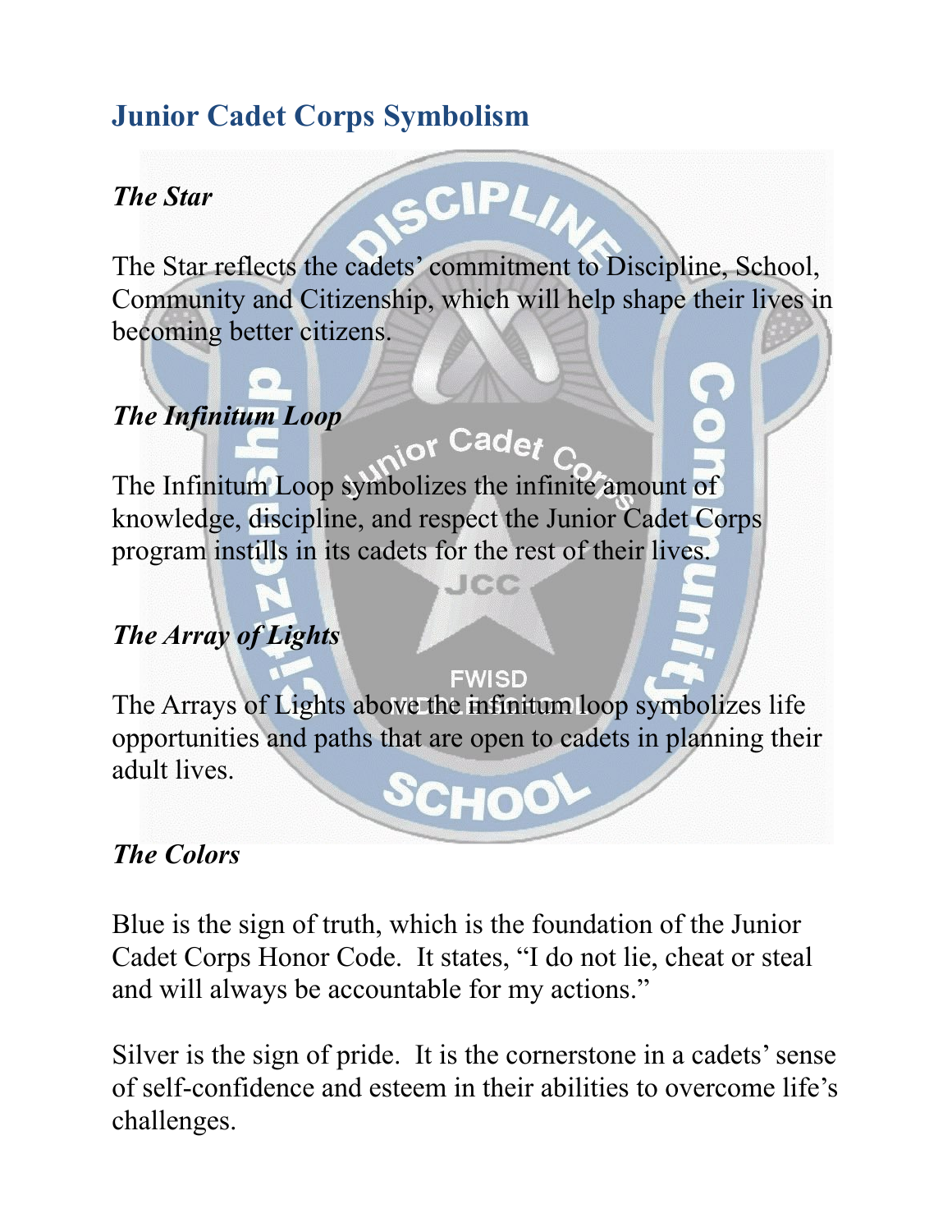## Junior Cadet Corps Symbolism

### *The Star*

The Star reflects the cadets' commitment to Discipline, School, Community and Citizenship, which will help shape their lives in becoming better citizens.

### *The Infinitum Loop*

The Infinitum Loop symbolizes the infinite amount of knowledge, discipline, and respect the Junior Cadet Corps program instills in its cadets for the rest of their lives.

### *The Array of Lights*

The Arrays of Lights above the infinitum loop symbolizes life opportunities and paths that are open to cadets in planning their adult lives.

### *The Colors*

Blue is the sign of truth, which is the foundation of the Junior Cadet Corps Honor Code. It states, "I do not lie, cheat or steal and will always be accountable for my actions."

Silver is the sign of pride. It is the cornerstone in a cadets' sense of self-confidence and esteem in their abilities to overcome life's challenges.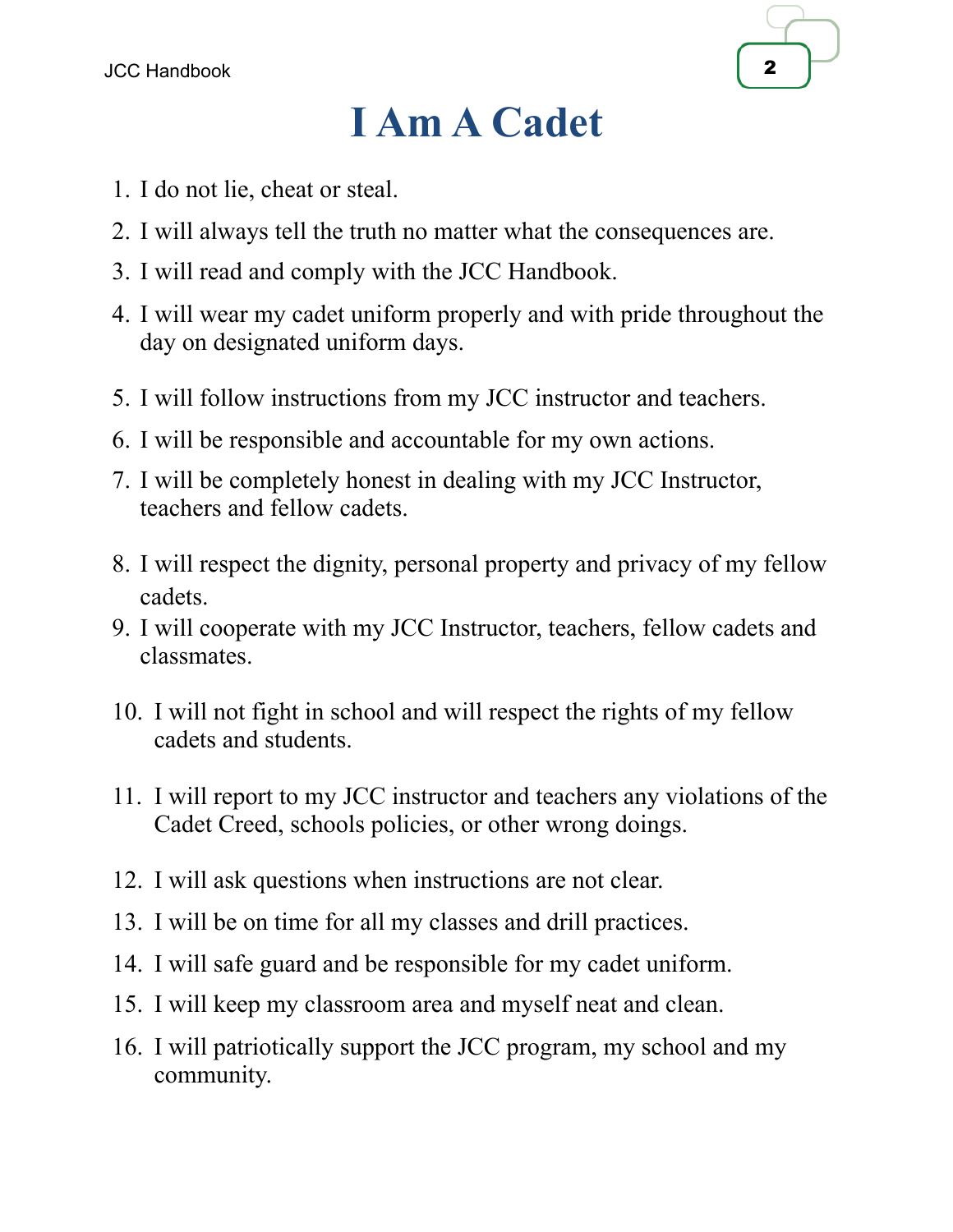# I Am A Cadet

1. I do not lie, cheat or steal.
2. I will always tell the truth no matter what the consequences are.
3. I will read and comply with the JCC Handbook.
4. I will wear my cadet uniform properly and with pride throughout the day on designated uniform days.
5. I will follow instructions from my JCC instructor and teachers.
6. I will be responsible and accountable for my own actions.
7. I will be completely honest in dealing with my JCC Instructor, teachers and fellow cadets.
8. I will respect the dignity, personal property and privacy of my fellow cadets.
9. I will cooperate with my JCC Instructor, teachers, fellow cadets and classmates.
10. I will not fight in school and will respect the rights of my fellow cadets and students.
11. I will report to my JCC instructor and teachers any violations of the Cadet Creed, schools policies, or other wrong doings.
12. I will ask questions when instructions are not clear.
13. I will be on time for all my classes and drill practices.
14. I will safe guard and be responsible for my cadet uniform.
15. I will keep my classroom area and myself neat and clean.
16. I will patriotically support the JCC program, my school and my community.